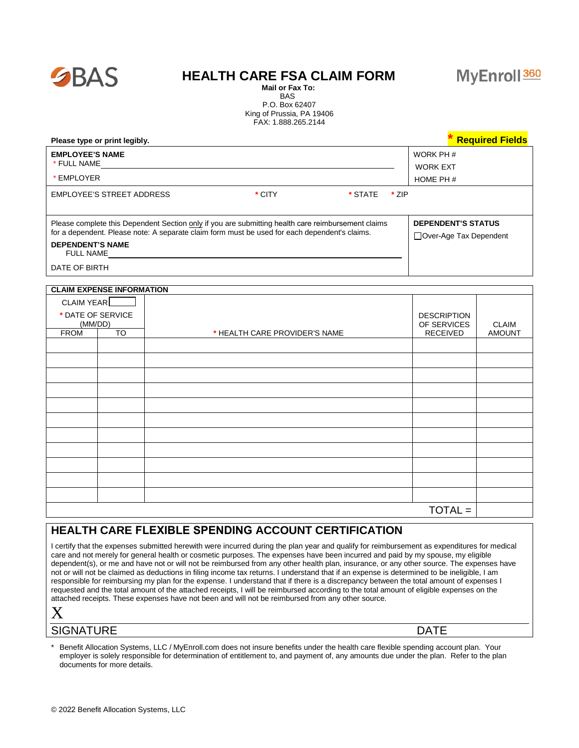BAS

# HEALTH CARE FSA CLAIM FORM

MyEnroll360

**Mail or Fax To:**
BAS
P.O. Box 62407
King of Prussia, PA 19406
FAX: 1.888.265.2144

**Please type or print legibly.**

*** Required Fields**

**EMPLOYEE'S NAME**

\* FULL NAME ______________________________

\* EMPLOYER

WORK PH #

WORK EXT

HOME PH #

EMPLOYEE'S STREET ADDRESS | * CITY | * STATE | * ZIP

Please complete this Dependent Section only if you are submitting health care reimbursement claims for a dependent. Please note: A separate claim form must be used for each dependent's claims.

**DEPENDENT'S NAME**

FULL NAME ______________________________

DATE OF BIRTH

**DEPENDENT'S STATUS**

☐ Over-Age Tax Dependent

**CLAIM EXPENSE INFORMATION**

CLAIM YEAR ______

| * DATE OF SERVICE (MM/DD) FROM | TO | * HEALTH CARE PROVIDER'S NAME | DESCRIPTION OF SERVICES RECEIVED | CLAIM AMOUNT |
|---|---|---|---|---|
| | | | | |
| | | | | |
| | | | | |
| | | | | |
| | | | | |
| | | | | |
| | | | | |
| | | | | |
| | | | | |
| | | | | |
| | | | | |
| | | | TOTAL = | |

## HEALTH CARE FLEXIBLE SPENDING ACCOUNT CERTIFICATION

I certify that the expenses submitted herewith were incurred during the plan year and qualify for reimbursement as expenditures for medical care and not merely for general health or cosmetic purposes. The expenses have been incurred and paid by my spouse, my eligible dependent(s), or me and have not or will not be reimbursed from any other health plan, insurance, or any other source. The expenses have not or will not be claimed as deductions in filing income tax returns. I understand that if an expense is determined to be ineligible, I am responsible for reimbursing my plan for the expense. I understand that if there is a discrepancy between the total amount of expenses I requested and the total amount of the attached receipts, I will be reimbursed according to the total amount of eligible expenses on the attached receipts. These expenses have not been and will not be reimbursed from any other source.

X

SIGNATURE DATE

\* Benefit Allocation Systems, LLC / MyEnroll.com does not insure benefits under the health care flexible spending account plan. Your employer is solely responsible for determination of entitlement to, and payment of, any amounts due under the plan. Refer to the plan documents for more details.

© 2022 Benefit Allocation Systems, LLC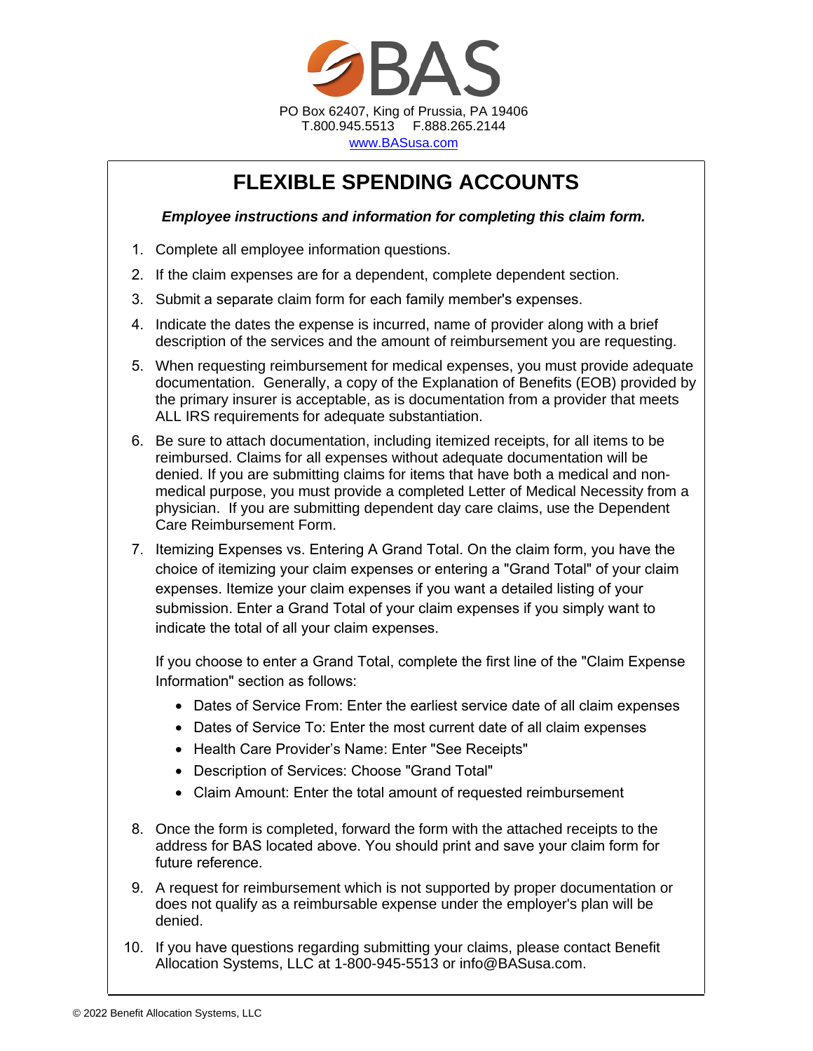BAS

PO Box 62407, King of Prussia, PA 19406
T.800.945.5513 F.888.265.2144
www.BASusa.com

# FLEXIBLE SPENDING ACCOUNTS

***Employee instructions and information for completing this claim form.***

1. Complete all employee information questions.
2. If the claim expenses are for a dependent, complete dependent section.
3. Submit a separate claim form for each family member's expenses.
4. Indicate the dates the expense is incurred, name of provider along with a brief description of the services and the amount of reimbursement you are requesting.
5. When requesting reimbursement for medical expenses, you must provide adequate documentation. Generally, a copy of the Explanation of Benefits (EOB) provided by the primary insurer is acceptable, as is documentation from a provider that meets ALL IRS requirements for adequate substantiation.
6. Be sure to attach documentation, including itemized receipts, for all items to be reimbursed. Claims for all expenses without adequate documentation will be denied. If you are submitting claims for items that have both a medical and non-medical purpose, you must provide a completed Letter of Medical Necessity from a physician. If you are submitting dependent day care claims, use the Dependent Care Reimbursement Form.
7. Itemizing Expenses vs. Entering A Grand Total. On the claim form, you have the choice of itemizing your claim expenses or entering a "Grand Total" of your claim expenses. Itemize your claim expenses if you want a detailed listing of your submission. Enter a Grand Total of your claim expenses if you simply want to indicate the total of all your claim expenses.

   If you choose to enter a Grand Total, complete the first line of the "Claim Expense Information" section as follows:

   - Dates of Service From: Enter the earliest service date of all claim expenses
   - Dates of Service To: Enter the most current date of all claim expenses
   - Health Care Provider's Name: Enter "See Receipts"
   - Description of Services: Choose "Grand Total"
   - Claim Amount: Enter the total amount of requested reimbursement

8. Once the form is completed, forward the form with the attached receipts to the address for BAS located above. You should print and save your claim form for future reference.
9. A request for reimbursement which is not supported by proper documentation or does not qualify as a reimbursable expense under the employer's plan will be denied.
10. If you have questions regarding submitting your claims, please contact Benefit Allocation Systems, LLC at 1-800-945-5513 or info@BASusa.com.

© 2022 Benefit Allocation Systems, LLC